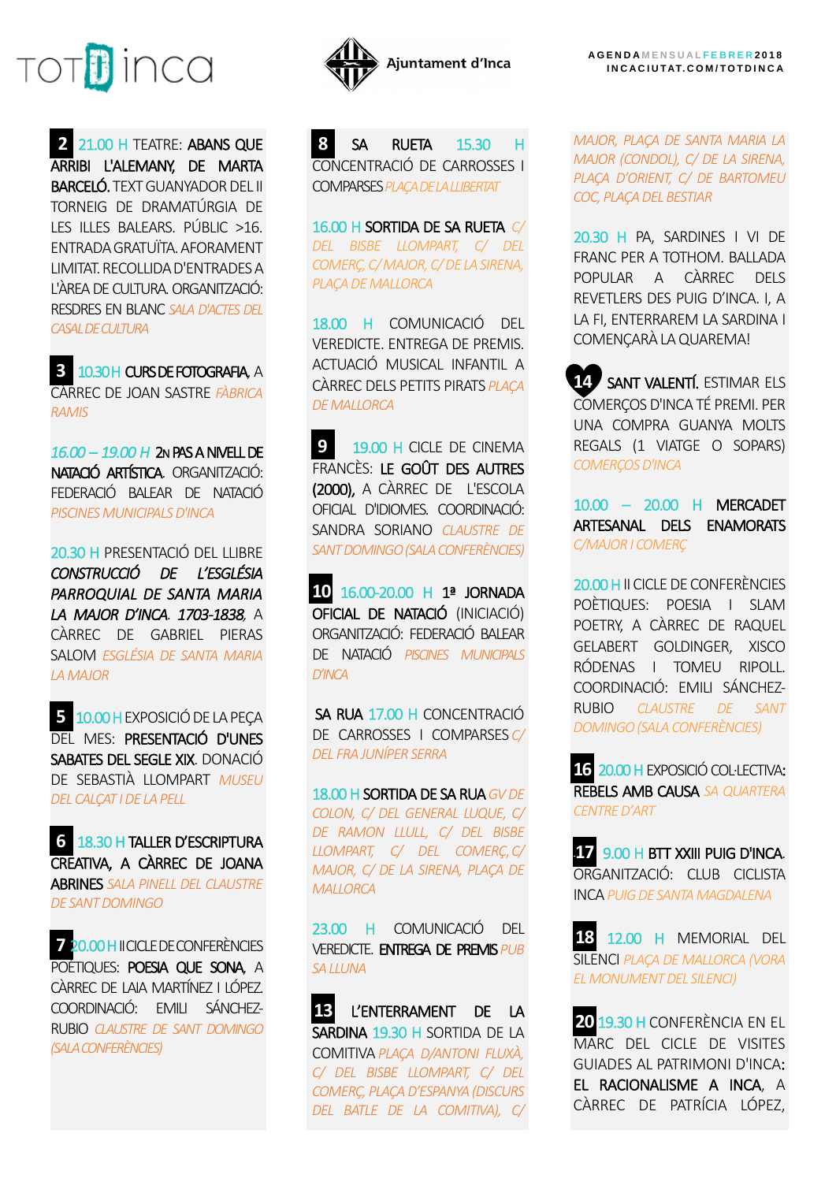TOT D INCA

Ajuntament d'Inca

AGENDA MENSUAL FEBRER 2018
INCACIUTAT.COM/TOTDINCA

**2** 21.00 H TEATRE: **ABANS QUE ARRIBI L'ALEMANY, DE MARTA BARCELÓ.** TEXT GUANYADOR DEL II TORNEIG DE DRAMATÚRGIA DE LES ILLES BALEARS. PÚBLIC >16. ENTRADA GRATUÏTA. AFORAMENT LIMITAT. RECOLLIDA D'ENTRADES A L'ÀREA DE CULTURA. ORGANITZACIÓ: RESDRES EN BLANC *SALA D'ACTES DEL CASAL DE CULTURA*

**3** 10.30 H **CURS DE FOTOGRAFIA**, A CÀRREC DE JOAN SASTRE *FÀBRICA RAMIS*

*16.00 – 19.00 H* **2N PAS A NIVELL DE NATACIÓ ARTÍSTICA**. ORGANITZACIÓ: FEDERACIÓ BALEAR DE NATACIÓ *PISCINES MUNICIPALS D'INCA*

20.30 H PRESENTACIÓ DEL LLIBRE ***CONSTRUCCIÓ DE L'ESGLÉSIA PARROQUIAL DE SANTA MARIA LA MAJOR D'INCA. 1703-1838***, A CÀRREC DE GABRIEL PIERAS SALOM *ESGLÉSIA DE SANTA MARIA LA MAJOR*

**5** 10.00 H EXPOSICIÓ DE LA PEÇA DEL MES: **PRESENTACIÓ D'UNES SABATES DEL SEGLE XIX**. DONACIÓ DE SEBASTIÀ LLOMPART *MUSEU DEL CALÇAT I DE LA PELL*

**6** 18.30 H **TALLER D'ESCRIPTURA CREATIVA, A CÀRREC DE JOANA ABRINES** *SALA PINELL DEL CLAUSTRE DE SANT DOMINGO*

**7** 20.00 H II CICLE DE CONFERÈNCIES POÈTIQUES: **POESIA QUE SONA**, A CÀRREC DE LAIA MARTÍNEZ I LÓPEZ. COORDINACIÓ: EMILI SÁNCHEZ-RUBIO *CLAUSTRE DE SANT DOMINGO (SALA CONFERÈNCIES)*

**8** **SA RUETA** 15.30 H CONCENTRACIÓ DE CARROSSES I COMPARSES *PLAÇA DE LA LLIBERTAT*

16.00 H **SORTIDA DE SA RUETA** *C/ DEL BISBE LLOMPART, C/ DEL COMERÇ, C/ MAJOR, C/ DE LA SIRENA, PLAÇA DE MALLORCA*

18.00 H COMUNICACIÓ DEL VEREDICTE. ENTREGA DE PREMIS. ACTUACIÓ MUSICAL INFANTIL A CÀRREC DELS PETITS PIRATS *PLAÇA DE MALLORCA*

**9** 19.00 H CICLE DE CINEMA FRANCÈS: **LE GOÛT DES AUTRES (2000)**, A CÀRREC DE L'ESCOLA OFICIAL D'IDIOMES. COORDINACIÓ: SANDRA SORIANO *CLAUSTRE DE SANT DOMINGO (SALA CONFERÈNCIES)*

**10** 16.00-20.00 H **1ª JORNADA OFICIAL DE NATACIÓ** (INICIACIÓ) ORGANITZACIÓ: FEDERACIÓ BALEAR DE NATACIÓ *PISCINES MUNICIPALS D'INCA*

**SA RUA** 17.00 H CONCENTRACIÓ DE CARROSSES I COMPARSES *C/ DEL FRA JUNÍPER SERRA*

18.00 H **SORTIDA DE SA RUA** *GV DE COLON, C/ DEL GENERAL LUQUE, C/ DE RAMON LLULL, C/ DEL BISBE LLOMPART, C/ DEL COMERÇ, C/ MAJOR, C/ DE LA SIRENA, PLAÇA DE MALLORCA*

23.00 H COMUNICACIÓ DEL VEREDICTE. **ENTREGA DE PREMIS** *PUB SA LLUNA*

**13** **L'ENTERRAMENT DE LA SARDINA** 19.30 H SORTIDA DE LA COMITIVA *PLAÇA D'ANTONI FLUXÀ, C/ DEL BISBE LLOMPART, C/ DEL COMERÇ, PLAÇA D'ESPANYA (DISCURS DEL BATLE DE LA COMITIVA), C/ MAJOR, PLAÇA DE SANTA MARIA LA MAJOR (CONDOL), C/ DE LA SIRENA, PLAÇA D'ORIENT, C/ DE BARTOMEU COC, PLAÇA DEL BESTIAR*

20.30 H PA, SARDINES I VI DE FRANC PER A TOTHOM. BALLADA POPULAR A CÀRREC DELS REVETLERS DES PUIG D'INCA. I, A LA FI, ENTERRAREM LA SARDINA I COMENÇARÀ LA QUAREMA!

**14** **SANT VALENTÍ**. ESTIMAR ELS COMERÇOS D'INCA TÉ PREMI. PER UNA COMPRA GUANYA MOLTS REGALS (1 VIATGE O SOPARS) *COMERÇOS D'INCA*

10.00 – 20.00 H **MERCADET ARTESANAL DELS ENAMORATS** *C/MAJOR I COMERÇ*

20.00 H II CICLE DE CONFERÈNCIES POÈTIQUES: POESIA I SLAM POETRY, A CÀRREC DE RAQUEL GELABERT GOLDINGER, XISCO RÓDENAS I TOMEU RIPOLL. COORDINACIÓ: EMILI SÁNCHEZ-RUBIO *CLAUSTRE DE SANT DOMINGO (SALA CONFERÈNCIES)*

**16** 20.00 H EXPOSICIÓ COL·LECTIVA: **REBELS AMB CAUSA** *SA QUARTERA CENTRE D'ART*

**17** 9.00 H **BTT XXIII PUIG D'INCA**. ORGANITZACIÓ: CLUB CICLISTA INCA *PUIG DE SANTA MAGDALENA*

**18** 12.00 H MEMORIAL DEL SILENCI *PLAÇA DE MALLORCA (VORA EL MONUMENT DEL SILENCI)*

**20** 19.30 H CONFERÈNCIA EN EL MARC DEL CICLE DE VISITES GUIADES AL PATRIMONI D'INCA: **EL RACIONALISME A INCA**, A CÀRREC DE PATRÍCIA LÓPEZ,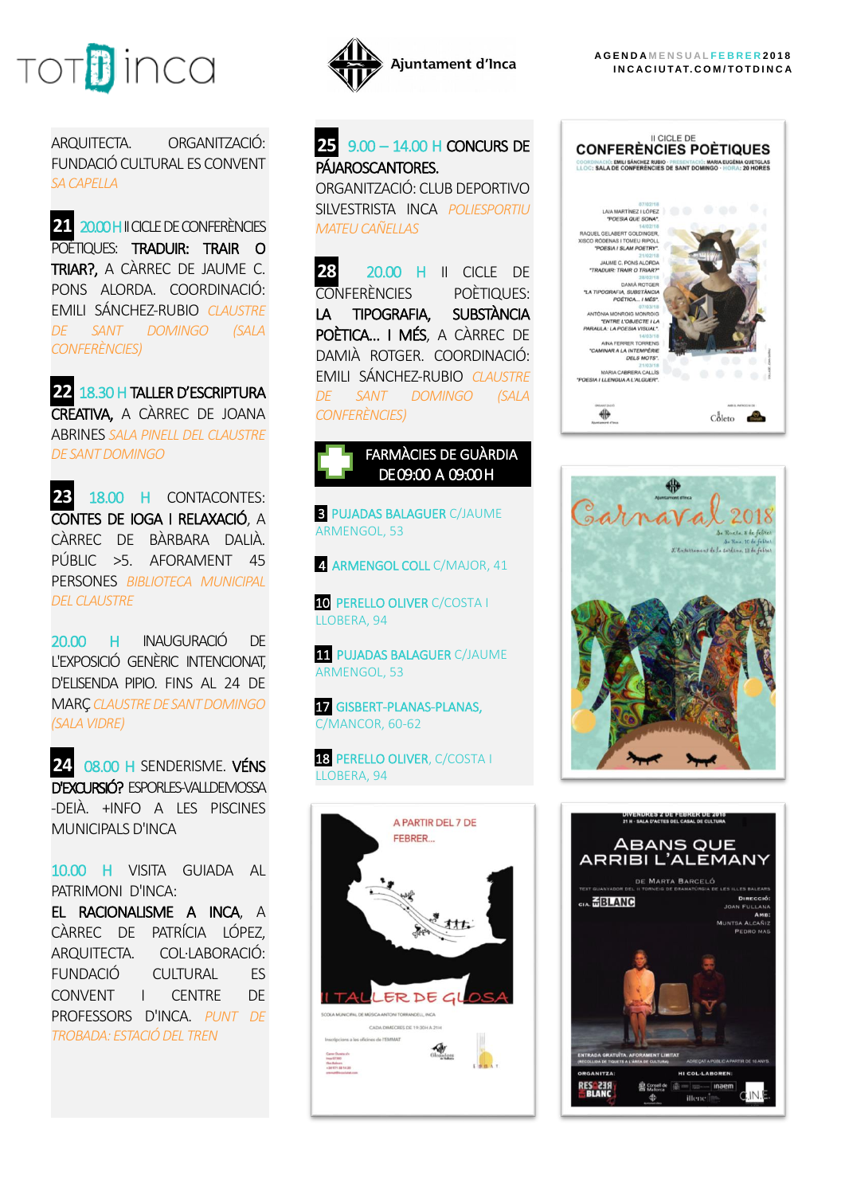ARQUITECTA. ORGANITZACIÓ: FUNDACIÓ CULTURAL ES CONVENT *SA CAPELLA*

**21** 20.00 H II CICLE DE CONFERÈNCIES POÈTIQUES: **TRADUIR: TRAIR O TRIAR?**, A CÀRREC DE JAUME C. PONS ALORDA. COORDINACIÓ: EMILI SÁNCHEZ-RUBIO *CLAUSTRE DE SANT DOMINGO (SALA CONFERÈNCIES)*

**22** 18.30 H **TALLER D'ESCRIPTURA CREATIVA**, A CÀRREC DE JOANA ABRINES *SALA PINELL DEL CLAUSTRE DE SANT DOMINGO*

**23** 18.00 H CONTACONTES: **CONTES DE IOGA I RELAXACIÓ**, A CÀRREC DE BÀRBARA DALIÀ. PÚBLIC >5. AFORAMENT 45 PERSONES *BIBLIOTECA MUNICIPAL DEL CLAUSTRE*

20.00 H INAUGURACIÓ DE L'EXPOSICIÓ GENÈRIC INTENCIONAT, D'ELISENDA PIPIO. FINS AL 24 DE MARÇ *CLAUSTRE DE SANT DOMINGO (SALA VIDRE)*

**24** 08.00 H SENDERISME. **VÉNS D'EXCURSIÓ?** ESPORLES-VALLDEMOSSA -DEIÀ. +INFO A LES PISCINES MUNICIPALS D'INCA

10.00 H VISITA GUIADA AL PATRIMONI D'INCA: **EL RACIONALISME A INCA**, A CÀRREC DE PATRÍCIA LÓPEZ, ARQUITECTA. COL·LABORACIÓ: FUNDACIÓ CULTURAL ES CONVENT I CENTRE DE PROFESSORS D'INCA. *PUNT DE TROBADA: ESTACIÓ DEL TREN*

**25** 9.00 – 14.00 H **CONCURS DE PÁJAROSCANTORES.** ORGANITZACIÓ: CLUB DEPORTIVO SILVESTRISTA INCA *POLIESPORTIU MATEU CAÑELLAS*

**28** 20.00 H II CICLE DE CONFERÈNCIES POÈTIQUES: **LA TIPOGRAFIA, SUBSTÀNCIA POÈTICA... I MÉS**, A CÀRREC DE DAMIÀ ROTGER. COORDINACIÓ: EMILI SÁNCHEZ-RUBIO *CLAUSTRE DE SANT DOMINGO (SALA CONFERÈNCIES)*

## FARMÀCIES DE GUÀRDIA DE 09:00 A 09:00 H

**3** PUJADAS BALAGUER C/JAUME ARMENGOL, 53

**4** ARMENGOL COLL C/MAJOR, 41

**10** PERELLO OLIVER C/COSTA I LLOBERA, 94

**11** PUJADAS BALAGUER C/JAUME ARMENGOL, 53

**17** GISBERT-PLANAS-PLANAS, C/MANCOR, 60-62

**18** PERELLO OLIVER, C/COSTA I LLOBERA, 94